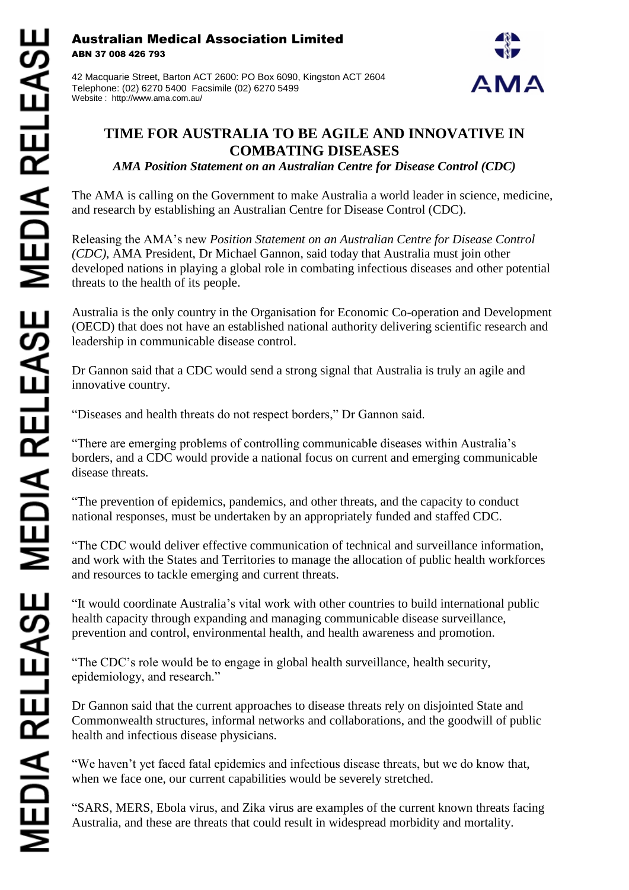**Australian Medical Association Limited**
**ABN 37 008 426 793**

42 Macquarie Street, Barton ACT 2600: PO Box 6090, Kingston ACT 2604
Telephone: (02) 6270 5400 Facsimile (02) 6270 5499
Website : http://www.ama.com.au/

# TIME FOR AUSTRALIA TO BE AGILE AND INNOVATIVE IN COMBATING DISEASES

***AMA Position Statement on an Australian Centre for Disease Control (CDC)***

The AMA is calling on the Government to make Australia a world leader in science, medicine, and research by establishing an Australian Centre for Disease Control (CDC).

Releasing the AMA's new *Position Statement on an Australian Centre for Disease Control (CDC)*, AMA President, Dr Michael Gannon, said today that Australia must join other developed nations in playing a global role in combating infectious diseases and other potential threats to the health of its people.

Australia is the only country in the Organisation for Economic Co-operation and Development (OECD) that does not have an established national authority delivering scientific research and leadership in communicable disease control.

Dr Gannon said that a CDC would send a strong signal that Australia is truly an agile and innovative country.

"Diseases and health threats do not respect borders," Dr Gannon said.

"There are emerging problems of controlling communicable diseases within Australia's borders, and a CDC would provide a national focus on current and emerging communicable disease threats.

"The prevention of epidemics, pandemics, and other threats, and the capacity to conduct national responses, must be undertaken by an appropriately funded and staffed CDC.

"The CDC would deliver effective communication of technical and surveillance information, and work with the States and Territories to manage the allocation of public health workforces and resources to tackle emerging and current threats.

"It would coordinate Australia's vital work with other countries to build international public health capacity through expanding and managing communicable disease surveillance, prevention and control, environmental health, and health awareness and promotion.

"The CDC's role would be to engage in global health surveillance, health security, epidemiology, and research."

Dr Gannon said that the current approaches to disease threats rely on disjointed State and Commonwealth structures, informal networks and collaborations, and the goodwill of public health and infectious disease physicians.

"We haven't yet faced fatal epidemics and infectious disease threats, but we do know that, when we face one, our current capabilities would be severely stretched.

"SARS, MERS, Ebola virus, and Zika virus are examples of the current known threats facing Australia, and these are threats that could result in widespread morbidity and mortality.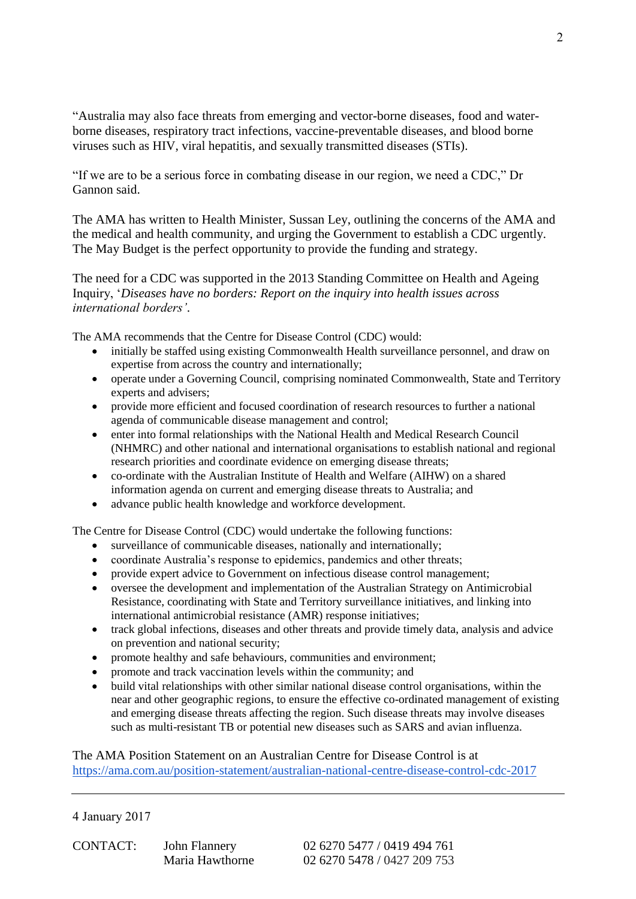"Australia may also face threats from emerging and vector-borne diseases, food and water-borne diseases, respiratory tract infections, vaccine-preventable diseases, and blood borne viruses such as HIV, viral hepatitis, and sexually transmitted diseases (STIs).

"If we are to be a serious force in combating disease in our region, we need a CDC," Dr Gannon said.

The AMA has written to Health Minister, Sussan Ley, outlining the concerns of the AMA and the medical and health community, and urging the Government to establish a CDC urgently. The May Budget is the perfect opportunity to provide the funding and strategy.

The need for a CDC was supported in the 2013 Standing Committee on Health and Ageing Inquiry, '*Diseases have no borders: Report on the inquiry into health issues across international borders'*.

The AMA recommends that the Centre for Disease Control (CDC) would:

- initially be staffed using existing Commonwealth Health surveillance personnel, and draw on expertise from across the country and internationally;
- operate under a Governing Council, comprising nominated Commonwealth, State and Territory experts and advisers;
- provide more efficient and focused coordination of research resources to further a national agenda of communicable disease management and control;
- enter into formal relationships with the National Health and Medical Research Council (NHMRC) and other national and international organisations to establish national and regional research priorities and coordinate evidence on emerging disease threats;
- co-ordinate with the Australian Institute of Health and Welfare (AIHW) on a shared information agenda on current and emerging disease threats to Australia; and
- advance public health knowledge and workforce development.

The Centre for Disease Control (CDC) would undertake the following functions:

- surveillance of communicable diseases, nationally and internationally;
- coordinate Australia's response to epidemics, pandemics and other threats;
- provide expert advice to Government on infectious disease control management;
- oversee the development and implementation of the Australian Strategy on Antimicrobial Resistance, coordinating with State and Territory surveillance initiatives, and linking into international antimicrobial resistance (AMR) response initiatives;
- track global infections, diseases and other threats and provide timely data, analysis and advice on prevention and national security;
- promote healthy and safe behaviours, communities and environment;
- promote and track vaccination levels within the community; and
- build vital relationships with other similar national disease control organisations, within the near and other geographic regions, to ensure the effective co-ordinated management of existing and emerging disease threats affecting the region. Such disease threats may involve diseases such as multi-resistant TB or potential new diseases such as SARS and avian influenza.

The AMA Position Statement on an Australian Centre for Disease Control is at https://ama.com.au/position-statement/australian-national-centre-disease-control-cdc-2017

---

4 January 2017

| | | |
|---|---|---|
| CONTACT: | John Flannery | 02 6270 5477 / 0419 494 761 |
| | Maria Hawthorne | 02 6270 5478 / 0427 209 753 |